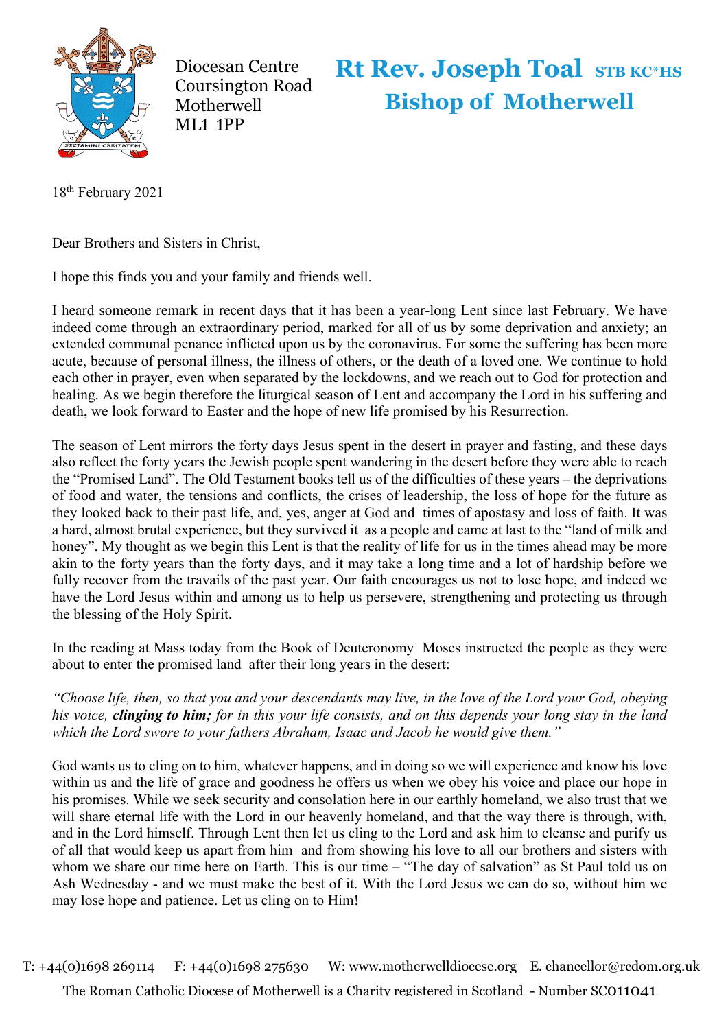Diocesan Centre
Coursington Road
Motherwell
ML1 1PP

# Rt Rev. Joseph Toal STB KC*HS
## Bishop of Motherwell

18th February 2021

Dear Brothers and Sisters in Christ,

I hope this finds you and your family and friends well.

I heard someone remark in recent days that it has been a year-long Lent since last February. We have indeed come through an extraordinary period, marked for all of us by some deprivation and anxiety; an extended communal penance inflicted upon us by the coronavirus. For some the suffering has been more acute, because of personal illness, the illness of others, or the death of a loved one. We continue to hold each other in prayer, even when separated by the lockdowns, and we reach out to God for protection and healing. As we begin therefore the liturgical season of Lent and accompany the Lord in his suffering and death, we look forward to Easter and the hope of new life promised by his Resurrection.

The season of Lent mirrors the forty days Jesus spent in the desert in prayer and fasting, and these days also reflect the forty years the Jewish people spent wandering in the desert before they were able to reach the "Promised Land". The Old Testament books tell us of the difficulties of these years – the deprivations of food and water, the tensions and conflicts, the crises of leadership, the loss of hope for the future as they looked back to their past life, and, yes, anger at God and times of apostasy and loss of faith. It was a hard, almost brutal experience, but they survived it as a people and came at last to the "land of milk and honey". My thought as we begin this Lent is that the reality of life for us in the times ahead may be more akin to the forty years than the forty days, and it may take a long time and a lot of hardship before we fully recover from the travails of the past year. Our faith encourages us not to lose hope, and indeed we have the Lord Jesus within and among us to help us persevere, strengthening and protecting us through the blessing of the Holy Spirit.

In the reading at Mass today from the Book of Deuteronomy Moses instructed the people as they were about to enter the promised land after their long years in the desert:

*"Choose life, then, so that you and your descendants may live, in the love of the Lord your God, obeying his voice,* ***clinging to him;*** *for in this your life consists, and on this depends your long stay in the land which the Lord swore to your fathers Abraham, Isaac and Jacob he would give them."*

God wants us to cling on to him, whatever happens, and in doing so we will experience and know his love within us and the life of grace and goodness he offers us when we obey his voice and place our hope in his promises. While we seek security and consolation here in our earthly homeland, we also trust that we will share eternal life with the Lord in our heavenly homeland, and that the way there is through, with, and in the Lord himself. Through Lent then let us cling to the Lord and ask him to cleanse and purify us of all that would keep us apart from him and from showing his love to all our brothers and sisters with whom we share our time here on Earth. This is our time – "The day of salvation" as St Paul told us on Ash Wednesday - and we must make the best of it. With the Lord Jesus we can do so, without him we may lose hope and patience. Let us cling on to Him!

T: +44(0)1698 269114 F: +44(0)1698 275630 W: www.motherwelldiocese.org E. chancellor@rcdom.org.uk

The Roman Catholic Diocese of Motherwell is a Charity registered in Scotland - Number SC011041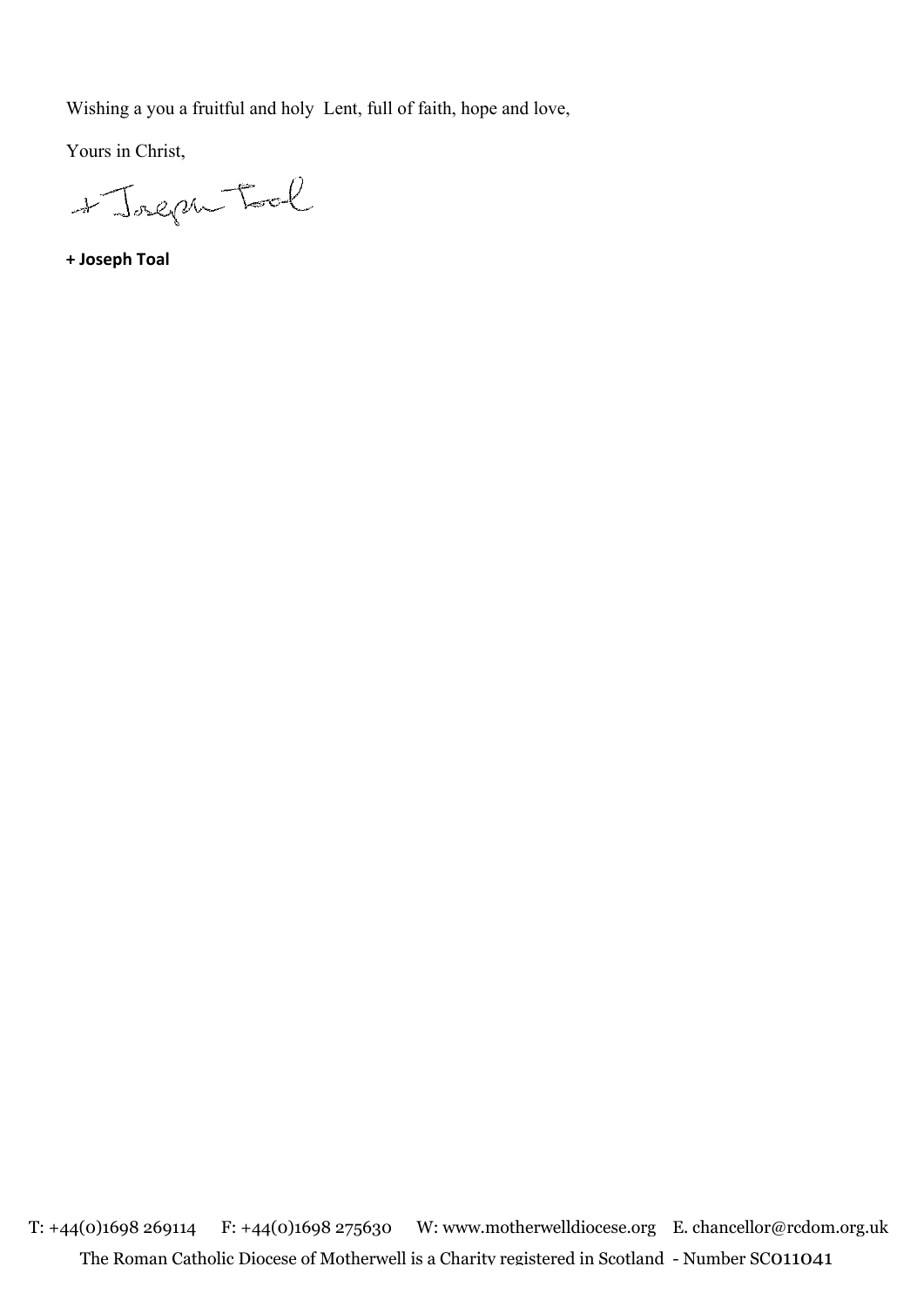Wishing a you a fruitful and holy Lent, full of faith, hope and love,

Yours in Christ,

**+ Joseph Toal**

T: +44(0)1698 269114 F: +44(0)1698 275630 W: www.motherwelldiocese.org E. chancellor@rcdom.org.uk

The Roman Catholic Diocese of Motherwell is a Charity registered in Scotland - Number SC011041